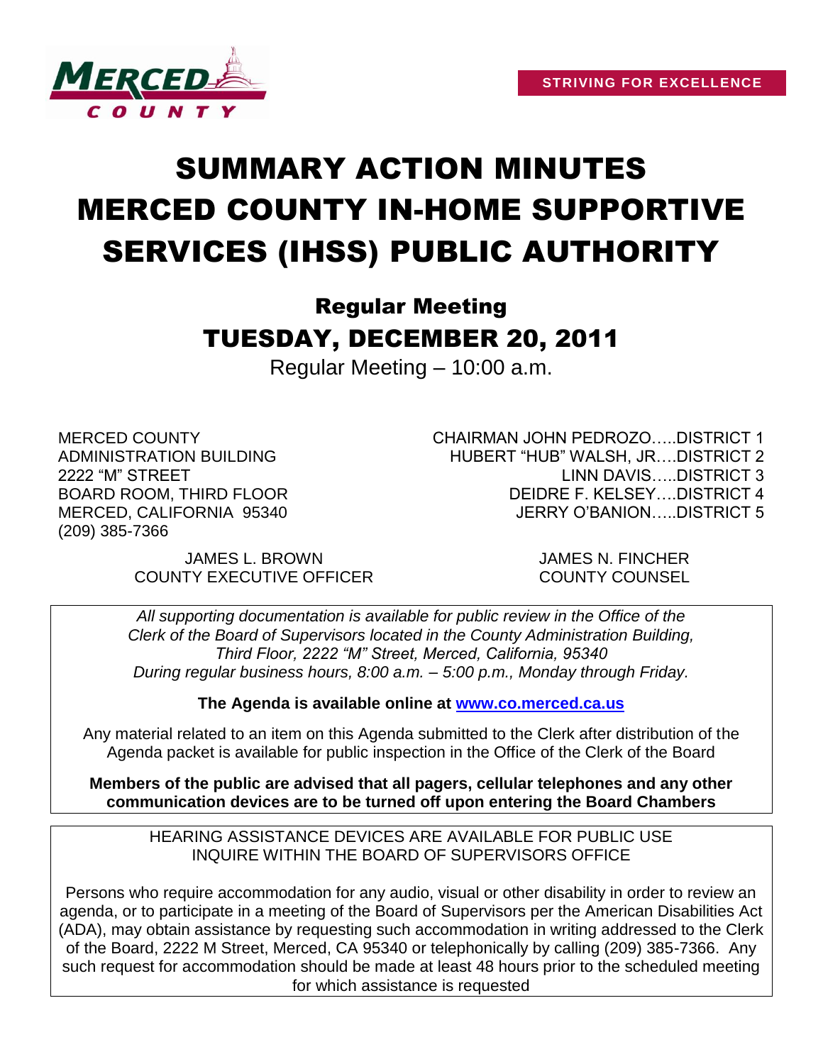MERCED COUNTY

STRIVING FOR EXCELLENCE

# SUMMARY ACTION MINUTES MERCED COUNTY IN-HOME SUPPORTIVE SERVICES (IHSS) PUBLIC AUTHORITY

## Regular Meeting

## TUESDAY, DECEMBER 20, 2011

Regular Meeting – 10:00 a.m.

MERCED COUNTY
ADMINISTRATION BUILDING
2222 "M" STREET
BOARD ROOM, THIRD FLOOR
MERCED, CALIFORNIA 95340
(209) 385-7366

CHAIRMAN JOHN PEDROZO…..DISTRICT 1
HUBERT "HUB" WALSH, JR.…DISTRICT 2
LINN DAVIS…..DISTRICT 3
DEIDRE F. KELSEY….DISTRICT 4
JERRY O'BANION…..DISTRICT 5

JAMES L. BROWN
COUNTY EXECUTIVE OFFICER

JAMES N. FINCHER
COUNTY COUNSEL

*All supporting documentation is available for public review in the Office of the Clerk of the Board of Supervisors located in the County Administration Building, Third Floor, 2222 "M" Street, Merced, California, 95340 During regular business hours, 8:00 a.m. – 5:00 p.m., Monday through Friday.*

**The Agenda is available online at [www.co.merced.ca.us](http://www.co.merced.ca.us)**

Any material related to an item on this Agenda submitted to the Clerk after distribution of the Agenda packet is available for public inspection in the Office of the Clerk of the Board

**Members of the public are advised that all pagers, cellular telephones and any other communication devices are to be turned off upon entering the Board Chambers**

HEARING ASSISTANCE DEVICES ARE AVAILABLE FOR PUBLIC USE
INQUIRE WITHIN THE BOARD OF SUPERVISORS OFFICE

Persons who require accommodation for any audio, visual or other disability in order to review an agenda, or to participate in a meeting of the Board of Supervisors per the American Disabilities Act (ADA), may obtain assistance by requesting such accommodation in writing addressed to the Clerk of the Board, 2222 M Street, Merced, CA 95340 or telephonically by calling (209) 385-7366. Any such request for accommodation should be made at least 48 hours prior to the scheduled meeting for which assistance is requested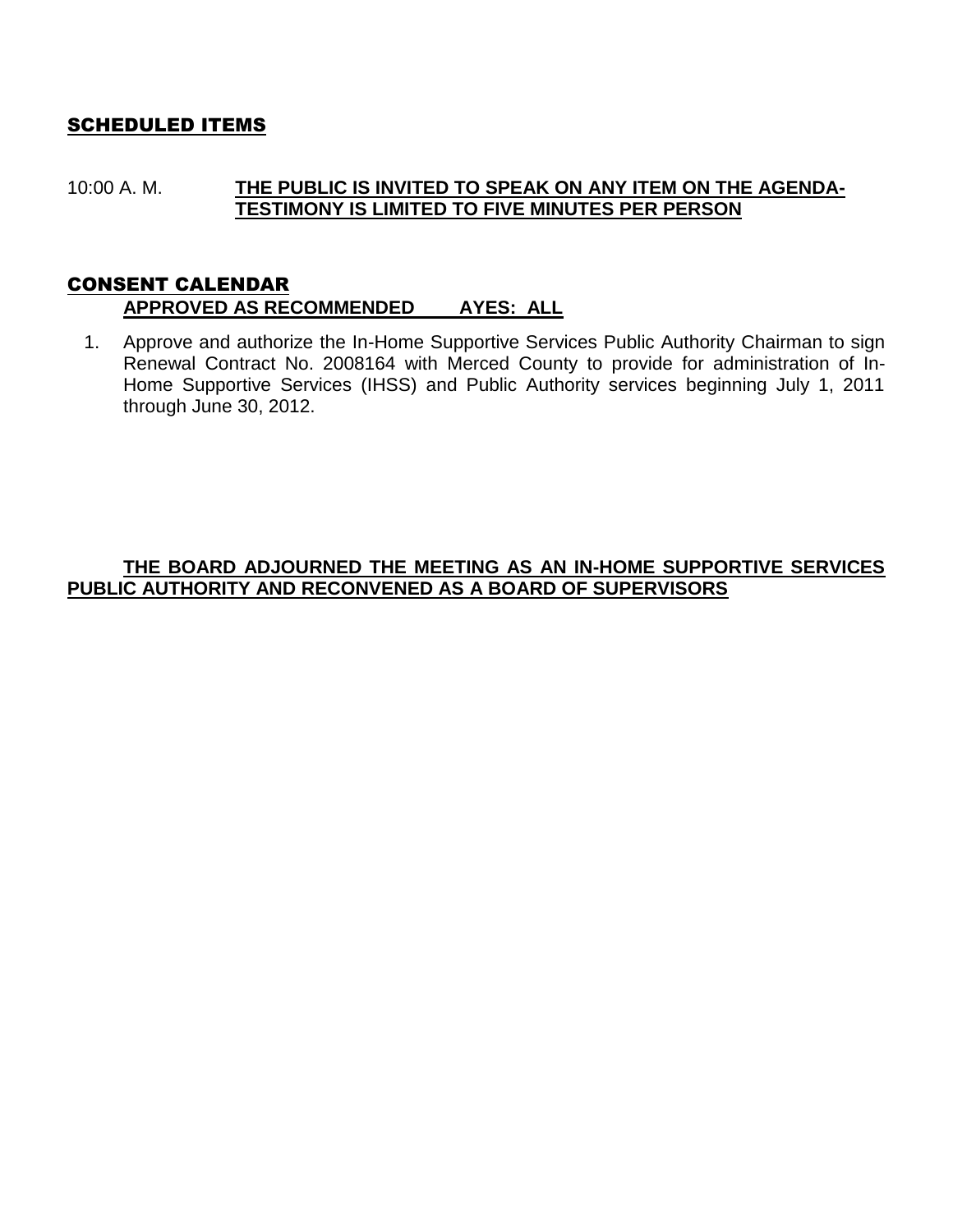## SCHEDULED ITEMS

10:00 A. M. **THE PUBLIC IS INVITED TO SPEAK ON ANY ITEM ON THE AGENDA-TESTIMONY IS LIMITED TO FIVE MINUTES PER PERSON**

## CONSENT CALENDAR

**APPROVED AS RECOMMENDED AYES: ALL**

1. Approve and authorize the In-Home Supportive Services Public Authority Chairman to sign Renewal Contract No. 2008164 with Merced County to provide for administration of In-Home Supportive Services (IHSS) and Public Authority services beginning July 1, 2011 through June 30, 2012.

**THE BOARD ADJOURNED THE MEETING AS AN IN-HOME SUPPORTIVE SERVICES PUBLIC AUTHORITY AND RECONVENED AS A BOARD OF SUPERVISORS**